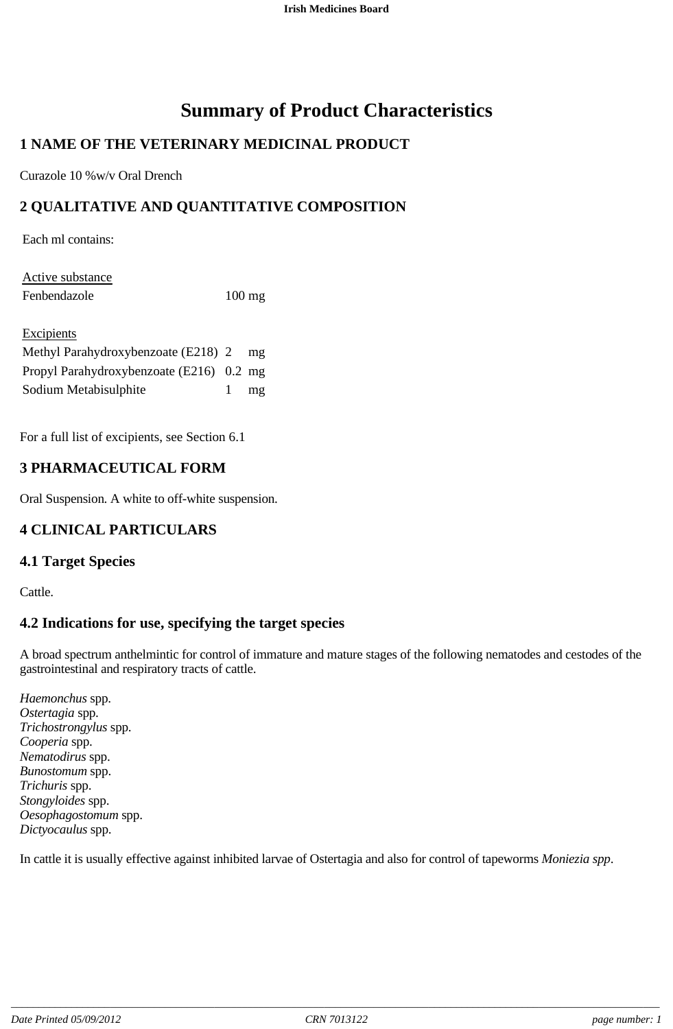# Summary of Product Characteristics

## 1 NAME OF THE VETERINARY MEDICINAL PRODUCT

Curazole 10 %w/v Oral Drench

## 2 QUALITATIVE AND QUANTITATIVE COMPOSITION

Each ml contains:

<u>Active substance</u>

| | |
|---|---|
| Fenbendazole | 100 mg |

<u>Excipients</u>

| | | |
|---|---|---|
| Methyl Parahydroxybenzoate (E218) | 2 | mg |
| Propyl Parahydroxybenzoate (E216) | 0.2 | mg |
| Sodium Metabisulphite | 1 | mg |

For a full list of excipients, see Section 6.1

## 3 PHARMACEUTICAL FORM

Oral Suspension. A white to off-white suspension.

## 4 CLINICAL PARTICULARS

### 4.1 Target Species

Cattle.

### 4.2 Indications for use, specifying the target species

A broad spectrum anthelmintic for control of immature and mature stages of the following nematodes and cestodes of the gastrointestinal and respiratory tracts of cattle.

*Haemonchus* spp.
*Ostertagia* spp.
*Trichostrongylus* spp.
*Cooperia* spp.
*Nematodirus* spp.
*Bunostomum* spp.
*Trichuris* spp.
*Stongyloides* spp.
*Oesophagostomum* spp.
*Dictyocaulus* spp.

In cattle it is usually effective against inhibited larvae of Ostertagia and also for control of tapeworms *Moniezia spp*.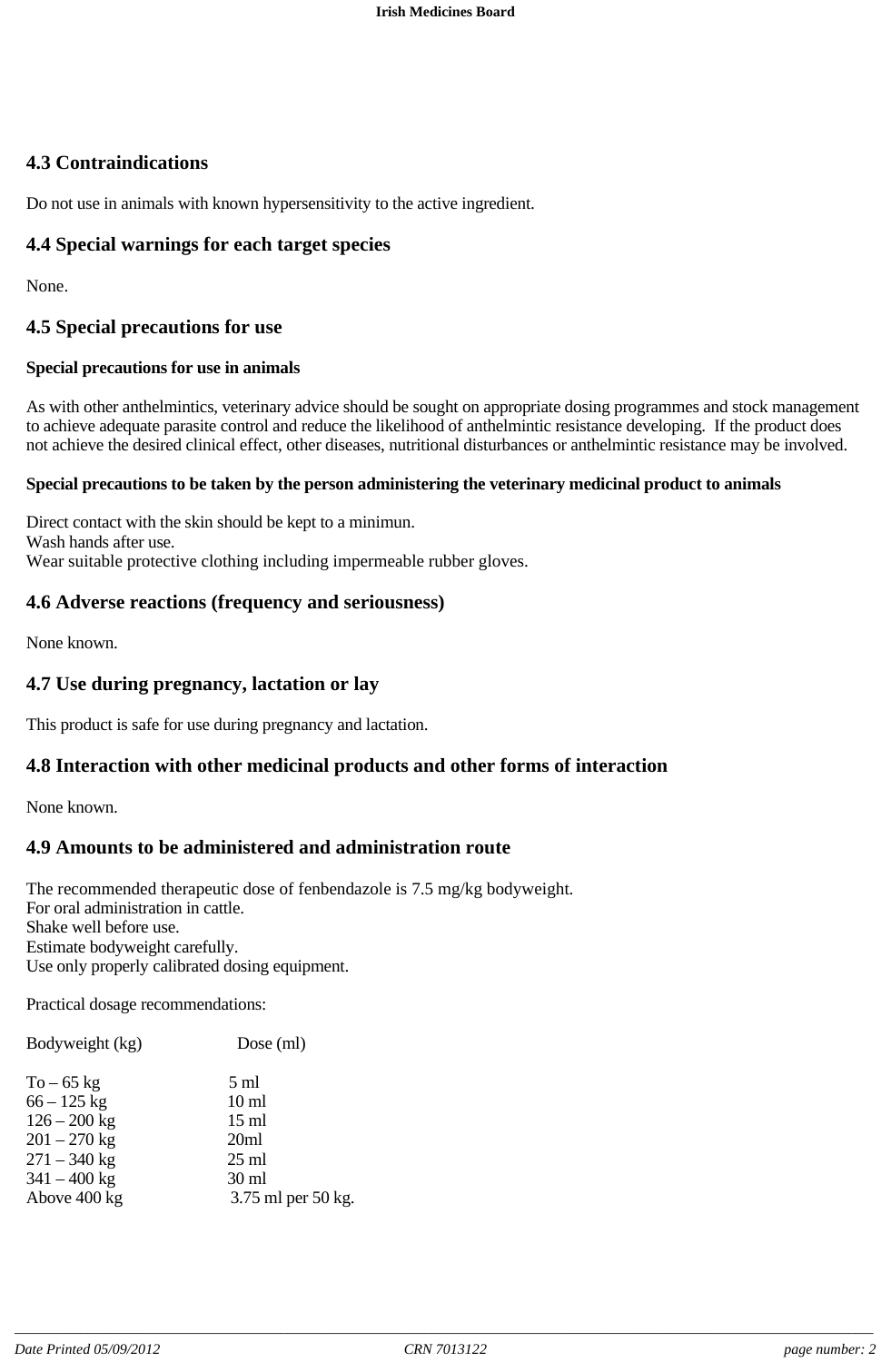## 4.3 Contraindications

Do not use in animals with known hypersensitivity to the active ingredient.

## 4.4 Special warnings for each target species

None.

## 4.5 Special precautions for use

**Special precautions for use in animals**

As with other anthelmintics, veterinary advice should be sought on appropriate dosing programmes and stock management to achieve adequate parasite control and reduce the likelihood of anthelmintic resistance developing. If the product does not achieve the desired clinical effect, other diseases, nutritional disturbances or anthelmintic resistance may be involved.

**Special precautions to be taken by the person administering the veterinary medicinal product to animals**

Direct contact with the skin should be kept to a minimun.
Wash hands after use.
Wear suitable protective clothing including impermeable rubber gloves.

## 4.6 Adverse reactions (frequency and seriousness)

None known.

## 4.7 Use during pregnancy, lactation or lay

This product is safe for use during pregnancy and lactation.

## 4.8 Interaction with other medicinal products and other forms of interaction

None known.

## 4.9 Amounts to be administered and administration route

The recommended therapeutic dose of fenbendazole is 7.5 mg/kg bodyweight.
For oral administration in cattle.
Shake well before use.
Estimate bodyweight carefully.
Use only properly calibrated dosing equipment.

Practical dosage recommendations:

| Bodyweight (kg) | Dose (ml) |
|---|---|
| To – 65 kg | 5 ml |
| 66 – 125 kg | 10 ml |
| 126 – 200 kg | 15 ml |
| 201 – 270 kg | 20ml |
| 271 – 340 kg | 25 ml |
| 341 – 400 kg | 30 ml |
| Above 400 kg | 3.75 ml per 50 kg. |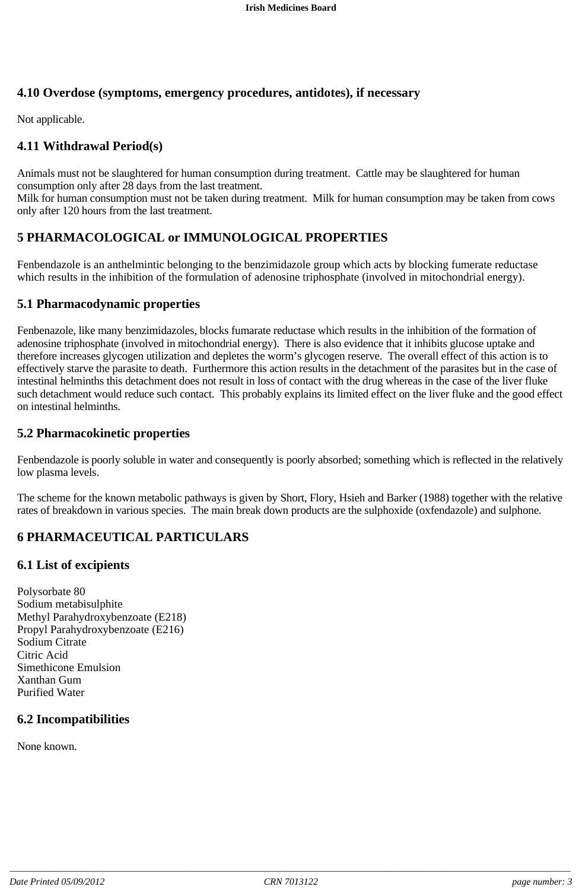## 4.10 Overdose (symptoms, emergency procedures, antidotes), if necessary

Not applicable.

## 4.11 Withdrawal Period(s)

Animals must not be slaughtered for human consumption during treatment. Cattle may be slaughtered for human consumption only after 28 days from the last treatment.
Milk for human consumption must not be taken during treatment. Milk for human consumption may be taken from cows only after 120 hours from the last treatment.

# 5 PHARMACOLOGICAL or IMMUNOLOGICAL PROPERTIES

Fenbendazole is an anthelmintic belonging to the benzimidazole group which acts by blocking fumerate reductase which results in the inhibition of the formulation of adenosine triphosphate (involved in mitochondrial energy).

## 5.1 Pharmacodynamic properties

Fenbenazole, like many benzimidazoles, blocks fumarate reductase which results in the inhibition of the formation of adenosine triphosphate (involved in mitochondrial energy). There is also evidence that it inhibits glucose uptake and therefore increases glycogen utilization and depletes the worm's glycogen reserve. The overall effect of this action is to effectively starve the parasite to death. Furthermore this action results in the detachment of the parasites but in the case of intestinal helminths this detachment does not result in loss of contact with the drug whereas in the case of the liver fluke such detachment would reduce such contact. This probably explains its limited effect on the liver fluke and the good effect on intestinal helminths.

## 5.2 Pharmacokinetic properties

Fenbendazole is poorly soluble in water and consequently is poorly absorbed; something which is reflected in the relatively low plasma levels.

The scheme for the known metabolic pathways is given by Short, Flory, Hsieh and Barker (1988) together with the relative rates of breakdown in various species. The main break down products are the sulphoxide (oxfendazole) and sulphone.

# 6 PHARMACEUTICAL PARTICULARS

## 6.1 List of excipients

Polysorbate 80
Sodium metabisulphite
Methyl Parahydroxybenzoate (E218)
Propyl Parahydroxybenzoate (E216)
Sodium Citrate
Citric Acid
Simethicone Emulsion
Xanthan Gum
Purified Water

## 6.2 Incompatibilities

None known.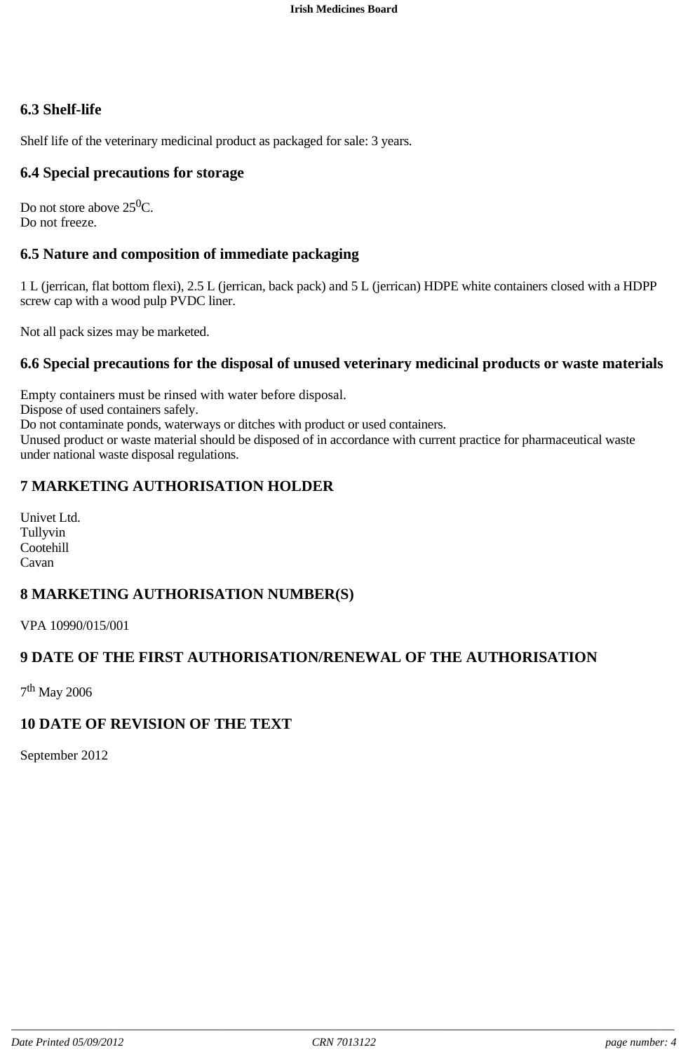## 6.3 Shelf-life

Shelf life of the veterinary medicinal product as packaged for sale: 3 years.

## 6.4 Special precautions for storage

Do not store above $25^0$C.
Do not freeze.

## 6.5 Nature and composition of immediate packaging

1 L (jerrican, flat bottom flexi), 2.5 L (jerrican, back pack) and 5 L (jerrican) HDPE white containers closed with a HDPP screw cap with a wood pulp PVDC liner.

Not all pack sizes may be marketed.

## 6.6 Special precautions for the disposal of unused veterinary medicinal products or waste materials

Empty containers must be rinsed with water before disposal.
Dispose of used containers safely.
Do not contaminate ponds, waterways or ditches with product or used containers.
Unused product or waste material should be disposed of in accordance with current practice for pharmaceutical waste under national waste disposal regulations.

# 7 MARKETING AUTHORISATION HOLDER

Univet Ltd.
Tullyvin
Cootehill
Cavan

# 8 MARKETING AUTHORISATION NUMBER(S)

VPA 10990/015/001

# 9 DATE OF THE FIRST AUTHORISATION/RENEWAL OF THE AUTHORISATION

7th May 2006

# 10 DATE OF REVISION OF THE TEXT

September 2012